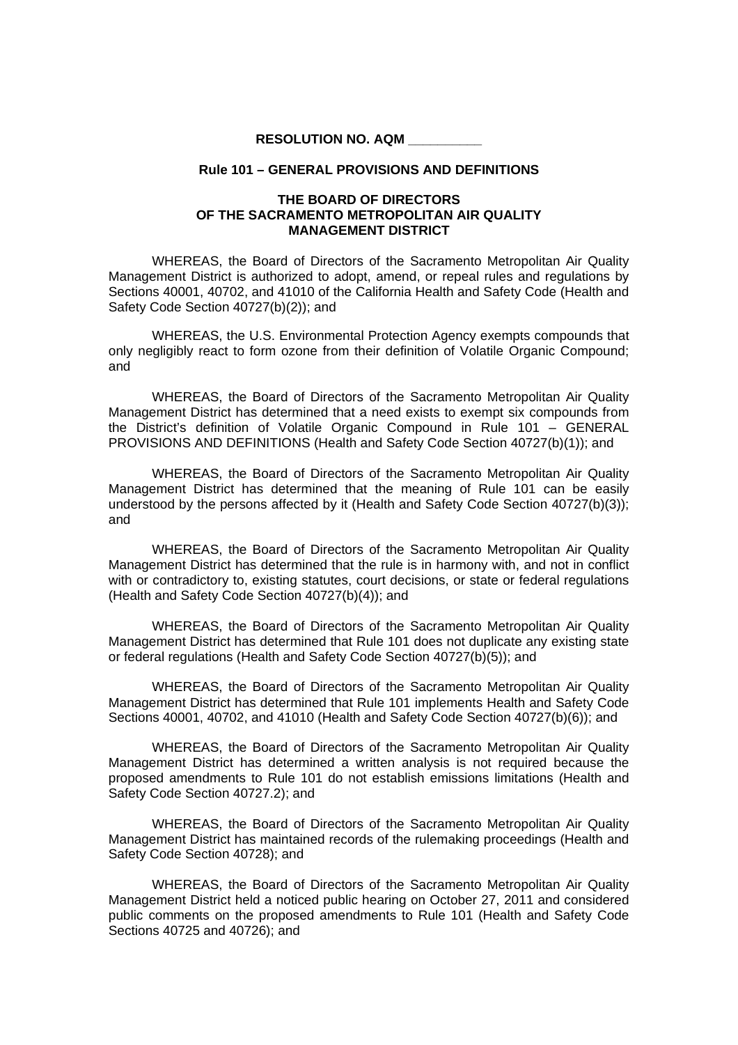**RESOLUTION NO. AQM __________**

**Rule 101 – GENERAL PROVISIONS AND DEFINITIONS**

**THE BOARD OF DIRECTORS
OF THE SACRAMENTO METROPOLITAN AIR QUALITY
MANAGEMENT DISTRICT**

WHEREAS, the Board of Directors of the Sacramento Metropolitan Air Quality Management District is authorized to adopt, amend, or repeal rules and regulations by Sections 40001, 40702, and 41010 of the California Health and Safety Code (Health and Safety Code Section 40727(b)(2)); and

WHEREAS, the U.S. Environmental Protection Agency exempts compounds that only negligibly react to form ozone from their definition of Volatile Organic Compound; and

WHEREAS, the Board of Directors of the Sacramento Metropolitan Air Quality Management District has determined that a need exists to exempt six compounds from the District's definition of Volatile Organic Compound in Rule 101 – GENERAL PROVISIONS AND DEFINITIONS (Health and Safety Code Section 40727(b)(1)); and

WHEREAS, the Board of Directors of the Sacramento Metropolitan Air Quality Management District has determined that the meaning of Rule 101 can be easily understood by the persons affected by it (Health and Safety Code Section 40727(b)(3)); and

WHEREAS, the Board of Directors of the Sacramento Metropolitan Air Quality Management District has determined that the rule is in harmony with, and not in conflict with or contradictory to, existing statutes, court decisions, or state or federal regulations (Health and Safety Code Section 40727(b)(4)); and

WHEREAS, the Board of Directors of the Sacramento Metropolitan Air Quality Management District has determined that Rule 101 does not duplicate any existing state or federal regulations (Health and Safety Code Section 40727(b)(5)); and

WHEREAS, the Board of Directors of the Sacramento Metropolitan Air Quality Management District has determined that Rule 101 implements Health and Safety Code Sections 40001, 40702, and 41010 (Health and Safety Code Section 40727(b)(6)); and

WHEREAS, the Board of Directors of the Sacramento Metropolitan Air Quality Management District has determined a written analysis is not required because the proposed amendments to Rule 101 do not establish emissions limitations (Health and Safety Code Section 40727.2); and

WHEREAS, the Board of Directors of the Sacramento Metropolitan Air Quality Management District has maintained records of the rulemaking proceedings (Health and Safety Code Section 40728); and

WHEREAS, the Board of Directors of the Sacramento Metropolitan Air Quality Management District held a noticed public hearing on October 27, 2011 and considered public comments on the proposed amendments to Rule 101 (Health and Safety Code Sections 40725 and 40726); and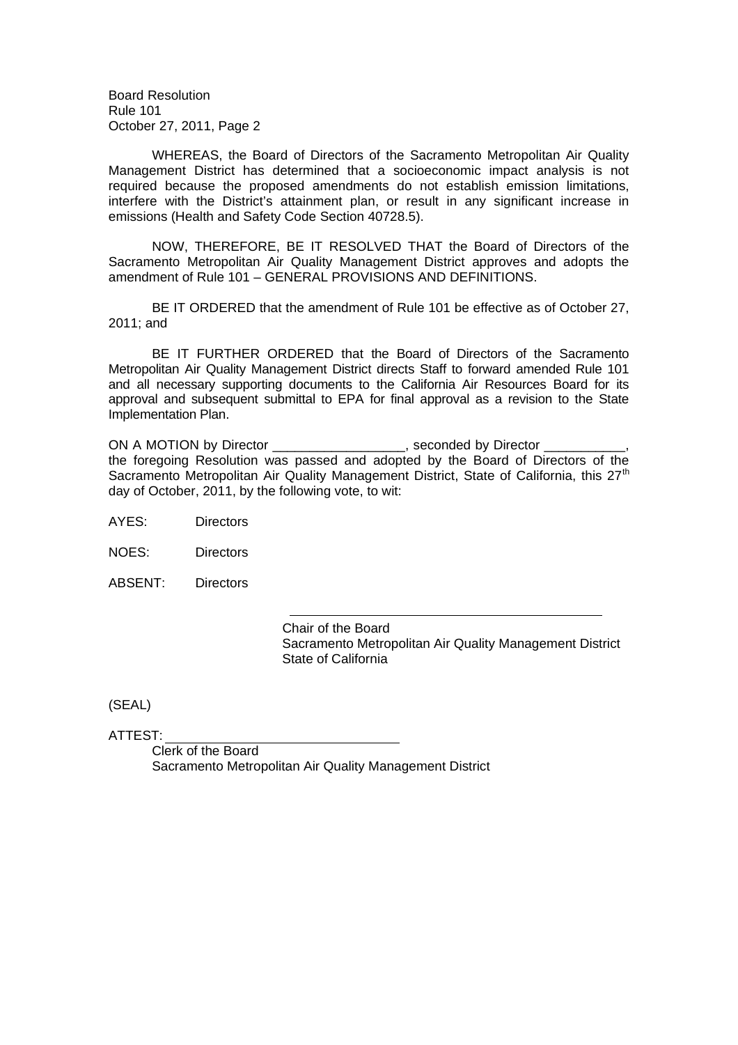WHEREAS, the Board of Directors of the Sacramento Metropolitan Air Quality Management District has determined that a socioeconomic impact analysis is not required because the proposed amendments do not establish emission limitations, interfere with the District's attainment plan, or result in any significant increase in emissions (Health and Safety Code Section 40728.5).

NOW, THEREFORE, BE IT RESOLVED THAT the Board of Directors of the Sacramento Metropolitan Air Quality Management District approves and adopts the amendment of Rule 101 – GENERAL PROVISIONS AND DEFINITIONS.

BE IT ORDERED that the amendment of Rule 101 be effective as of October 27, 2011; and

BE IT FURTHER ORDERED that the Board of Directors of the Sacramento Metropolitan Air Quality Management District directs Staff to forward amended Rule 101 and all necessary supporting documents to the California Air Resources Board for its approval and subsequent submittal to EPA for final approval as a revision to the State Implementation Plan.

ON A MOTION by Director __________________, seconded by Director ___________, the foregoing Resolution was passed and adopted by the Board of Directors of the Sacramento Metropolitan Air Quality Management District, State of California, this 27th day of October, 2011, by the following vote, to wit:

AYES: Directors

NOES: Directors

ABSENT: Directors

\_\_\_\_\_\_\_\_\_\_\_\_\_\_\_\_\_\_\_\_\_\_\_\_\_\_\_\_\_\_\_\_\_\_\_\_\_\_\_\_\_\_\_\_

Chair of the Board
Sacramento Metropolitan Air Quality Management District
State of California

(SEAL)

ATTEST: \_\_\_\_\_\_\_\_\_\_\_\_\_\_\_\_\_\_\_\_\_\_\_\_\_\_\_\_\_\_\_\_

Clerk of the Board
Sacramento Metropolitan Air Quality Management District